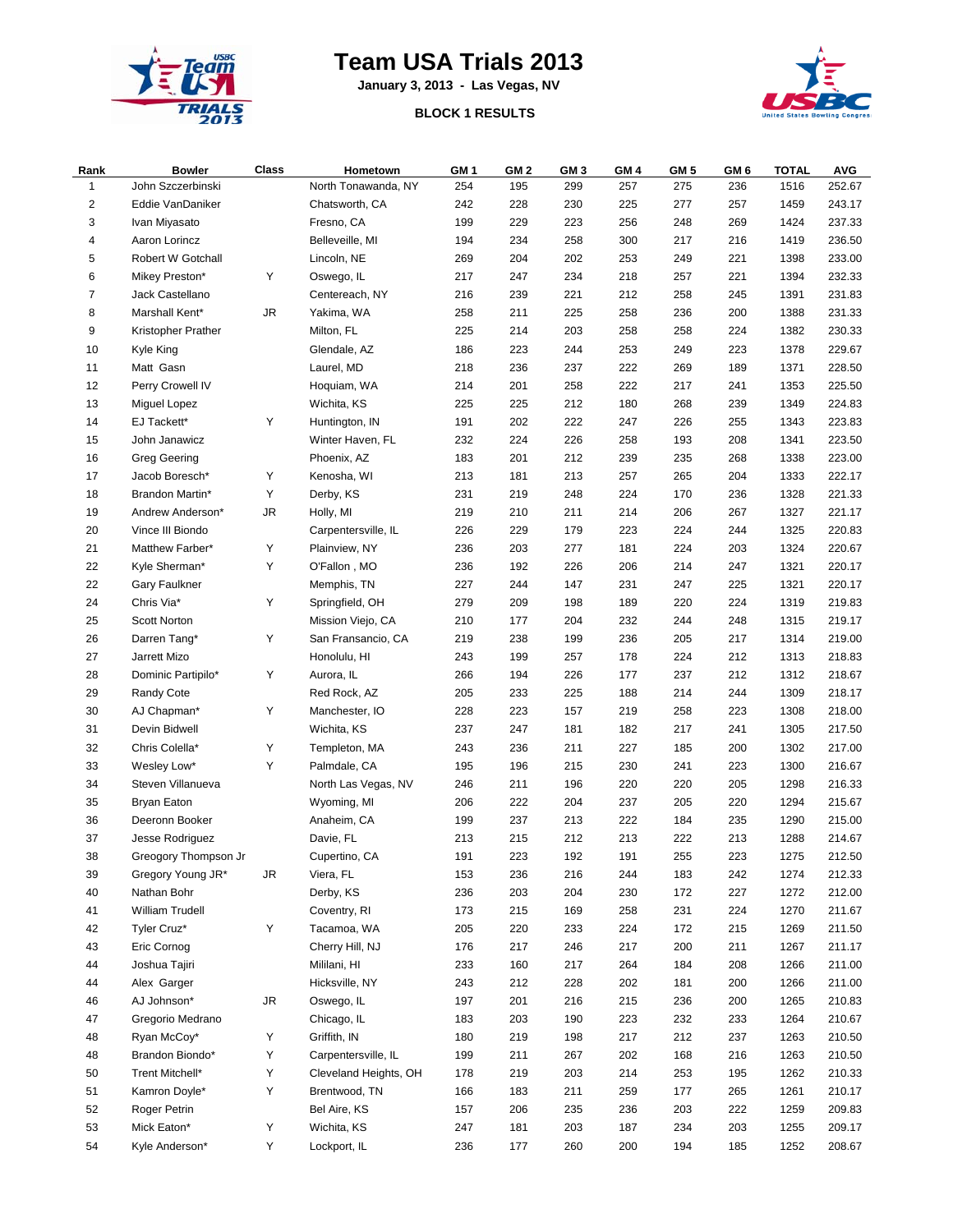# Team USA Trials 2013

**January 3, 2013 - Las Vegas, NV**

**BLOCK 1 RESULTS**

| Rank | Bowler | Class | Hometown | GM 1 | GM 2 | GM 3 | GM 4 | GM 5 | GM 6 | TOTAL | AVG |
|---|---|---|---|---|---|---|---|---|---|---|---|
| 1 | John Szczerbinski | | North Tonawanda, NY | 254 | 195 | 299 | 257 | 275 | 236 | 1516 | 252.67 |
| 2 | Eddie VanDaniker | | Chatsworth, CA | 242 | 228 | 230 | 225 | 277 | 257 | 1459 | 243.17 |
| 3 | Ivan Miyasato | | Fresno, CA | 199 | 229 | 223 | 256 | 248 | 269 | 1424 | 237.33 |
| 4 | Aaron Lorincz | | Belleville, MI | 194 | 234 | 258 | 300 | 217 | 216 | 1419 | 236.50 |
| 5 | Robert W Gotchall | | Lincoln, NE | 269 | 204 | 202 | 253 | 249 | 221 | 1398 | 233.00 |
| 6 | Mikey Preston* | Y | Oswego, IL | 217 | 247 | 234 | 218 | 257 | 221 | 1394 | 232.33 |
| 7 | Jack Castellano | | Centereach, NY | 216 | 239 | 221 | 212 | 258 | 245 | 1391 | 231.83 |
| 8 | Marshall Kent* | JR | Yakima, WA | 258 | 211 | 225 | 258 | 236 | 200 | 1388 | 231.33 |
| 9 | Kristopher Prather | | Milton, FL | 225 | 214 | 203 | 258 | 258 | 224 | 1382 | 230.33 |
| 10 | Kyle King | | Glendale, AZ | 186 | 223 | 244 | 253 | 249 | 223 | 1378 | 229.67 |
| 11 | Matt Gasn | | Laurel, MD | 218 | 236 | 237 | 222 | 269 | 189 | 1371 | 228.50 |
| 12 | Perry Crowell IV | | Hoquiam, WA | 214 | 201 | 258 | 222 | 217 | 241 | 1353 | 225.50 |
| 13 | Miguel Lopez | | Wichita, KS | 225 | 225 | 212 | 180 | 268 | 239 | 1349 | 224.83 |
| 14 | EJ Tackett* | Y | Huntington, IN | 191 | 202 | 222 | 247 | 226 | 255 | 1343 | 223.83 |
| 15 | John Janawicz | | Winter Haven, FL | 232 | 224 | 226 | 258 | 193 | 208 | 1341 | 223.50 |
| 16 | Greg Geering | | Phoenix, AZ | 183 | 201 | 212 | 239 | 235 | 268 | 1338 | 223.00 |
| 17 | Jacob Boresch* | Y | Kenosha, WI | 213 | 181 | 213 | 257 | 265 | 204 | 1333 | 222.17 |
| 18 | Brandon Martin* | Y | Derby, KS | 231 | 219 | 248 | 224 | 170 | 236 | 1328 | 221.33 |
| 19 | Andrew Anderson* | JR | Holly, MI | 219 | 210 | 211 | 214 | 206 | 267 | 1327 | 221.17 |
| 20 | Vince III Biondo | | Carpentersville, IL | 226 | 229 | 179 | 223 | 224 | 244 | 1325 | 220.83 |
| 21 | Matthew Farber* | Y | Plainview, NY | 236 | 203 | 277 | 181 | 224 | 203 | 1324 | 220.67 |
| 22 | Kyle Sherman* | Y | O'Fallon , MO | 236 | 192 | 226 | 206 | 214 | 247 | 1321 | 220.17 |
| 22 | Gary Faulkner | | Memphis, TN | 227 | 244 | 147 | 231 | 247 | 225 | 1321 | 220.17 |
| 24 | Chris Via* | Y | Springfield, OH | 279 | 209 | 198 | 189 | 220 | 224 | 1319 | 219.83 |
| 25 | Scott Norton | | Mission Viejo, CA | 210 | 177 | 204 | 232 | 244 | 248 | 1315 | 219.17 |
| 26 | Darren Tang* | Y | San Fransancio, CA | 219 | 238 | 199 | 236 | 205 | 217 | 1314 | 219.00 |
| 27 | Jarrett Mizo | | Honolulu, HI | 243 | 199 | 257 | 178 | 224 | 212 | 1313 | 218.83 |
| 28 | Dominic Partipilo* | Y | Aurora, IL | 266 | 194 | 226 | 177 | 237 | 212 | 1312 | 218.67 |
| 29 | Randy Cote | | Red Rock, AZ | 205 | 233 | 225 | 188 | 214 | 244 | 1309 | 218.17 |
| 30 | AJ Chapman* | Y | Manchester, IO | 228 | 223 | 157 | 219 | 258 | 223 | 1308 | 218.00 |
| 31 | Devin Bidwell | | Wichita, KS | 237 | 247 | 181 | 182 | 217 | 241 | 1305 | 217.50 |
| 32 | Chris Colella* | Y | Templeton, MA | 243 | 236 | 211 | 227 | 185 | 200 | 1302 | 217.00 |
| 33 | Wesley Low* | Y | Palmdale, CA | 195 | 196 | 215 | 230 | 241 | 223 | 1300 | 216.67 |
| 34 | Steven Villanueva | | North Las Vegas, NV | 246 | 211 | 196 | 220 | 220 | 205 | 1298 | 216.33 |
| 35 | Bryan Eaton | | Wyoming, MI | 206 | 222 | 204 | 237 | 205 | 220 | 1294 | 215.67 |
| 36 | Deeronn Booker | | Anaheim, CA | 199 | 237 | 213 | 222 | 184 | 235 | 1290 | 215.00 |
| 37 | Jesse Rodriguez | | Davie, FL | 213 | 215 | 212 | 213 | 222 | 213 | 1288 | 214.67 |
| 38 | Greogory Thompson Jr | | Cupertino, CA | 191 | 223 | 192 | 191 | 255 | 223 | 1275 | 212.50 |
| 39 | Gregory Young JR* | JR | Viera, FL | 153 | 236 | 216 | 244 | 183 | 242 | 1274 | 212.33 |
| 40 | Nathan Bohr | | Derby, KS | 236 | 203 | 204 | 230 | 172 | 227 | 1272 | 212.00 |
| 41 | William Trudell | | Coventry, RI | 173 | 215 | 169 | 258 | 231 | 224 | 1270 | 211.67 |
| 42 | Tyler Cruz* | Y | Tacamoa, WA | 205 | 220 | 233 | 224 | 172 | 215 | 1269 | 211.50 |
| 43 | Eric Cornog | | Cherry Hill, NJ | 176 | 217 | 246 | 217 | 200 | 211 | 1267 | 211.17 |
| 44 | Joshua Tajiri | | Mililani, HI | 233 | 160 | 217 | 264 | 184 | 208 | 1266 | 211.00 |
| 44 | Alex Garger | | Hicksville, NY | 243 | 212 | 228 | 202 | 181 | 200 | 1266 | 211.00 |
| 46 | AJ Johnson* | JR | Oswego, IL | 197 | 201 | 216 | 215 | 236 | 200 | 1265 | 210.83 |
| 47 | Gregorio Medrano | | Chicago, IL | 183 | 203 | 190 | 223 | 232 | 233 | 1264 | 210.67 |
| 48 | Ryan McCoy* | Y | Griffith, IN | 180 | 219 | 198 | 217 | 212 | 237 | 1263 | 210.50 |
| 48 | Brandon Biondo* | Y | Carpentersville, IL | 199 | 211 | 267 | 202 | 168 | 216 | 1263 | 210.50 |
| 50 | Trent Mitchell* | Y | Cleveland Heights, OH | 178 | 219 | 203 | 214 | 253 | 195 | 1262 | 210.33 |
| 51 | Kamron Doyle* | Y | Brentwood, TN | 166 | 183 | 211 | 259 | 177 | 265 | 1261 | 210.17 |
| 52 | Roger Petrin | | Bel Aire, KS | 157 | 206 | 235 | 236 | 203 | 222 | 1259 | 209.83 |
| 53 | Mick Eaton* | Y | Wichita, KS | 247 | 181 | 203 | 187 | 234 | 203 | 1255 | 209.17 |
| 54 | Kyle Anderson* | Y | Lockport, IL | 236 | 177 | 260 | 200 | 194 | 185 | 1252 | 208.67 |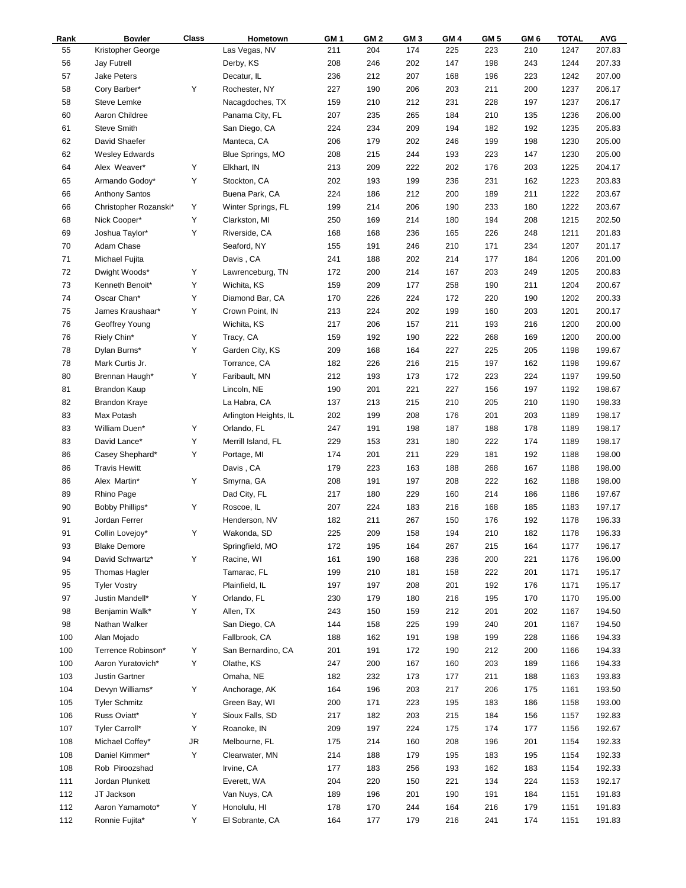| Rank | Bowler | Class | Hometown | GM 1 | GM 2 | GM 3 | GM 4 | GM 5 | GM 6 | TOTAL | AVG |
|---|---|---|---|---|---|---|---|---|---|---|---|
| 55 | Kristopher George | | Las Vegas, NV | 211 | 204 | 174 | 225 | 223 | 210 | 1247 | 207.83 |
| 56 | Jay Futrell | | Derby, KS | 208 | 246 | 202 | 147 | 198 | 243 | 1244 | 207.33 |
| 57 | Jake Peters | | Decatur, IL | 236 | 212 | 207 | 168 | 196 | 223 | 1242 | 207.00 |
| 58 | Cory Barber* | Y | Rochester, NY | 227 | 190 | 206 | 203 | 211 | 200 | 1237 | 206.17 |
| 58 | Steve Lemke | | Nacagdoches, TX | 159 | 210 | 212 | 231 | 228 | 197 | 1237 | 206.17 |
| 60 | Aaron Childree | | Panama City, FL | 207 | 235 | 265 | 184 | 210 | 135 | 1236 | 206.00 |
| 61 | Steve Smith | | San Diego, CA | 224 | 234 | 209 | 194 | 182 | 192 | 1235 | 205.83 |
| 62 | David Shaefer | | Manteca, CA | 206 | 179 | 202 | 246 | 199 | 198 | 1230 | 205.00 |
| 62 | Wesley Edwards | | Blue Springs, MO | 208 | 215 | 244 | 193 | 223 | 147 | 1230 | 205.00 |
| 64 | Alex Weaver* | Y | Elkhart, IN | 213 | 209 | 222 | 202 | 176 | 203 | 1225 | 204.17 |
| 65 | Armando Godoy* | Y | Stockton, CA | 202 | 193 | 199 | 236 | 231 | 162 | 1223 | 203.83 |
| 66 | Anthony Santos | | Buena Park, CA | 224 | 186 | 212 | 200 | 189 | 211 | 1222 | 203.67 |
| 66 | Christopher Rozanski* | Y | Winter Springs, FL | 199 | 214 | 206 | 190 | 233 | 180 | 1222 | 203.67 |
| 68 | Nick Cooper* | Y | Clarkston, MI | 250 | 169 | 214 | 180 | 194 | 208 | 1215 | 202.50 |
| 69 | Joshua Taylor* | Y | Riverside, CA | 168 | 168 | 236 | 165 | 226 | 248 | 1211 | 201.83 |
| 70 | Adam Chase | | Seaford, NY | 155 | 191 | 246 | 210 | 171 | 234 | 1207 | 201.17 |
| 71 | Michael Fujita | | Davis , CA | 241 | 188 | 202 | 214 | 177 | 184 | 1206 | 201.00 |
| 72 | Dwight Woods* | Y | Lawrenceburg, TN | 172 | 200 | 214 | 167 | 203 | 249 | 1205 | 200.83 |
| 73 | Kenneth Benoit* | Y | Wichita, KS | 159 | 209 | 177 | 258 | 190 | 211 | 1204 | 200.67 |
| 74 | Oscar Chan* | Y | Diamond Bar, CA | 170 | 226 | 224 | 172 | 220 | 190 | 1202 | 200.33 |
| 75 | James Kraushaar* | Y | Crown Point, IN | 213 | 224 | 202 | 199 | 160 | 203 | 1201 | 200.17 |
| 76 | Geoffrey Young | | Wichita, KS | 217 | 206 | 157 | 211 | 193 | 216 | 1200 | 200.00 |
| 76 | Riely Chin* | Y | Tracy, CA | 159 | 192 | 190 | 222 | 268 | 169 | 1200 | 200.00 |
| 78 | Dylan Burns* | Y | Garden City, KS | 209 | 168 | 164 | 227 | 225 | 205 | 1198 | 199.67 |
| 78 | Mark Curtis Jr. | | Torrance, CA | 182 | 226 | 216 | 215 | 197 | 162 | 1198 | 199.67 |
| 80 | Brennan Haugh* | Y | Faribault, MN | 212 | 193 | 173 | 172 | 223 | 224 | 1197 | 199.50 |
| 81 | Brandon Kaup | | Lincoln, NE | 190 | 201 | 221 | 227 | 156 | 197 | 1192 | 198.67 |
| 82 | Brandon Kraye | | La Habra, CA | 137 | 213 | 215 | 210 | 205 | 210 | 1190 | 198.33 |
| 83 | Max Potash | | Arlington Heights, IL | 202 | 199 | 208 | 176 | 201 | 203 | 1189 | 198.17 |
| 83 | William Duen* | Y | Orlando, FL | 247 | 191 | 198 | 187 | 188 | 178 | 1189 | 198.17 |
| 83 | David Lance* | Y | Merrill Island, FL | 229 | 153 | 231 | 180 | 222 | 174 | 1189 | 198.17 |
| 86 | Casey Shephard* | Y | Portage, MI | 174 | 201 | 211 | 229 | 181 | 192 | 1188 | 198.00 |
| 86 | Travis Hewitt | | Davis , CA | 179 | 223 | 163 | 188 | 268 | 167 | 1188 | 198.00 |
| 86 | Alex Martin* | Y | Smyrna, GA | 208 | 191 | 197 | 208 | 222 | 162 | 1188 | 198.00 |
| 89 | Rhino Page | | Dad City, FL | 217 | 180 | 229 | 160 | 214 | 186 | 1186 | 197.67 |
| 90 | Bobby Phillips* | Y | Roscoe, IL | 207 | 224 | 183 | 216 | 168 | 185 | 1183 | 197.17 |
| 91 | Jordan Ferrer | | Henderson, NV | 182 | 211 | 267 | 150 | 176 | 192 | 1178 | 196.33 |
| 91 | Collin Lovejoy* | Y | Wakonda, SD | 225 | 209 | 158 | 194 | 210 | 182 | 1178 | 196.33 |
| 93 | Blake Demore | | Springfield, MO | 172 | 195 | 164 | 267 | 215 | 164 | 1177 | 196.17 |
| 94 | David Schwartz* | Y | Racine, WI | 161 | 190 | 168 | 236 | 200 | 221 | 1176 | 196.00 |
| 95 | Thomas Hagler | | Tamarac, FL | 199 | 210 | 181 | 158 | 222 | 201 | 1171 | 195.17 |
| 95 | Tyler Vostry | | Plainfield, IL | 197 | 197 | 208 | 201 | 192 | 176 | 1171 | 195.17 |
| 97 | Justin Mandell* | Y | Orlando, FL | 230 | 179 | 180 | 216 | 195 | 170 | 1170 | 195.00 |
| 98 | Benjamin Walk* | Y | Allen, TX | 243 | 150 | 159 | 212 | 201 | 202 | 1167 | 194.50 |
| 98 | Nathan Walker | | San Diego, CA | 144 | 158 | 225 | 199 | 240 | 201 | 1167 | 194.50 |
| 100 | Alan Mojado | | Fallbrook, CA | 188 | 162 | 191 | 198 | 199 | 228 | 1166 | 194.33 |
| 100 | Terrence Robinson* | Y | San Bernardino, CA | 201 | 191 | 172 | 190 | 212 | 200 | 1166 | 194.33 |
| 100 | Aaron Yuratovich* | Y | Olathe, KS | 247 | 200 | 167 | 160 | 203 | 189 | 1166 | 194.33 |
| 103 | Justin Gartner | | Omaha, NE | 182 | 232 | 173 | 177 | 211 | 188 | 1163 | 193.83 |
| 104 | Devyn Williams* | Y | Anchorage, AK | 164 | 196 | 203 | 217 | 206 | 175 | 1161 | 193.50 |
| 105 | Tyler Schmitz | | Green Bay, WI | 200 | 171 | 223 | 195 | 183 | 186 | 1158 | 193.00 |
| 106 | Russ Oviatt* | Y | Sioux Falls, SD | 217 | 182 | 203 | 215 | 184 | 156 | 1157 | 192.83 |
| 107 | Tyler Carroll* | Y | Roanoke, IN | 209 | 197 | 224 | 175 | 174 | 177 | 1156 | 192.67 |
| 108 | Michael Coffey* | JR | Melbourne, FL | 175 | 214 | 160 | 208 | 196 | 201 | 1154 | 192.33 |
| 108 | Daniel Kimmer* | Y | Clearwater, MN | 214 | 188 | 179 | 195 | 183 | 195 | 1154 | 192.33 |
| 108 | Rob Piroozshad | | Irvine, CA | 177 | 183 | 256 | 193 | 162 | 183 | 1154 | 192.33 |
| 111 | Jordan Plunkett | | Everett, WA | 204 | 220 | 150 | 221 | 134 | 224 | 1153 | 192.17 |
| 112 | JT Jackson | | Van Nuys, CA | 189 | 196 | 201 | 190 | 191 | 184 | 1151 | 191.83 |
| 112 | Aaron Yamamoto* | Y | Honolulu, HI | 178 | 170 | 244 | 164 | 216 | 179 | 1151 | 191.83 |
| 112 | Ronnie Fujita* | Y | El Sobrante, CA | 164 | 177 | 179 | 216 | 241 | 174 | 1151 | 191.83 |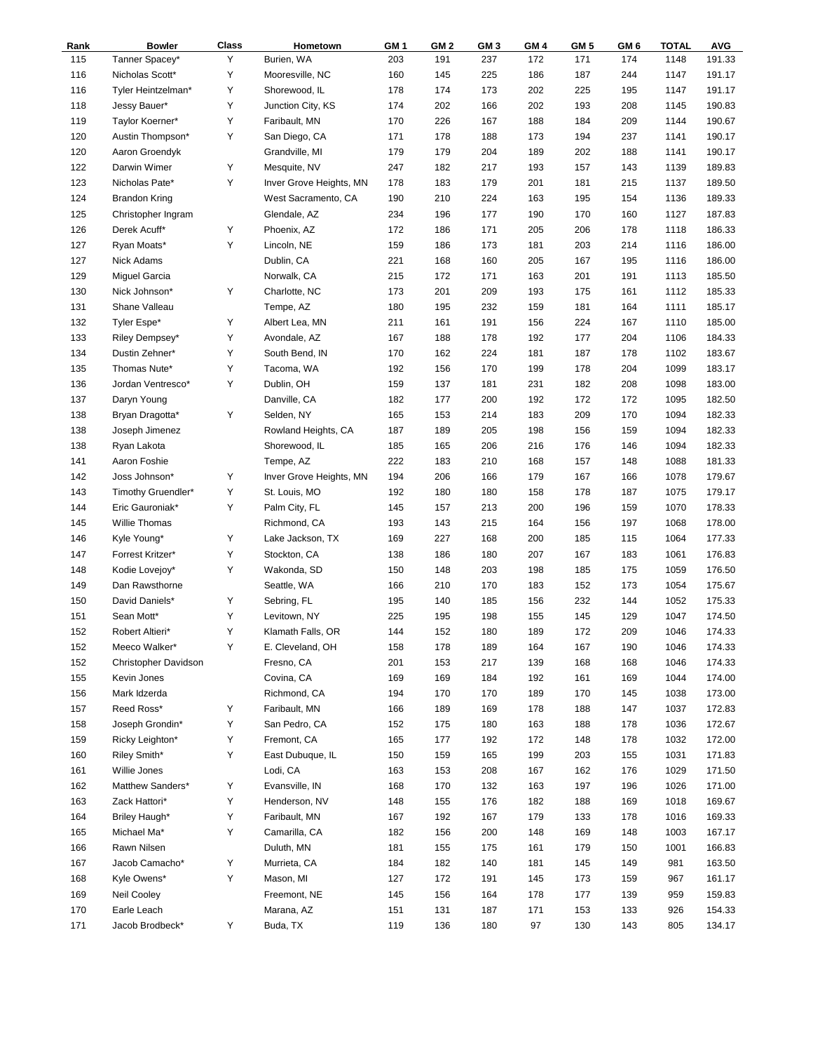| Rank | Bowler | Class | Hometown | GM 1 | GM 2 | GM 3 | GM 4 | GM 5 | GM 6 | TOTAL | AVG |
|---|---|---|---|---|---|---|---|---|---|---|---|
| 115 | Tanner Spacey* | Y | Burien, WA | 203 | 191 | 237 | 172 | 171 | 174 | 1148 | 191.33 |
| 116 | Nicholas Scott* | Y | Mooresville, NC | 160 | 145 | 225 | 186 | 187 | 244 | 1147 | 191.17 |
| 116 | Tyler Heintzelman* | Y | Shorewood, IL | 178 | 174 | 173 | 202 | 225 | 195 | 1147 | 191.17 |
| 118 | Jessy Bauer* | Y | Junction City, KS | 174 | 202 | 166 | 202 | 193 | 208 | 1145 | 190.83 |
| 119 | Taylor Koerner* | Y | Faribault, MN | 170 | 226 | 167 | 188 | 184 | 209 | 1144 | 190.67 |
| 120 | Austin Thompson* | Y | San Diego, CA | 171 | 178 | 188 | 173 | 194 | 237 | 1141 | 190.17 |
| 120 | Aaron Groendyk | | Grandville, MI | 179 | 179 | 204 | 189 | 202 | 188 | 1141 | 190.17 |
| 122 | Darwin Wimer | Y | Mesquite, NV | 247 | 182 | 217 | 193 | 157 | 143 | 1139 | 189.83 |
| 123 | Nicholas Pate* | Y | Inver Grove Heights, MN | 178 | 183 | 179 | 201 | 181 | 215 | 1137 | 189.50 |
| 124 | Brandon Kring | | West Sacramento, CA | 190 | 210 | 224 | 163 | 195 | 154 | 1136 | 189.33 |
| 125 | Christopher Ingram | | Glendale, AZ | 234 | 196 | 177 | 190 | 170 | 160 | 1127 | 187.83 |
| 126 | Derek Acuff* | Y | Phoenix, AZ | 172 | 186 | 171 | 205 | 206 | 178 | 1118 | 186.33 |
| 127 | Ryan Moats* | Y | Lincoln, NE | 159 | 186 | 173 | 181 | 203 | 214 | 1116 | 186.00 |
| 127 | Nick Adams | | Dublin, CA | 221 | 168 | 160 | 205 | 167 | 195 | 1116 | 186.00 |
| 129 | Miguel Garcia | | Norwalk, CA | 215 | 172 | 171 | 163 | 201 | 191 | 1113 | 185.50 |
| 130 | Nick Johnson* | Y | Charlotte, NC | 173 | 201 | 209 | 193 | 175 | 161 | 1112 | 185.33 |
| 131 | Shane Valleau | | Tempe, AZ | 180 | 195 | 232 | 159 | 181 | 164 | 1111 | 185.17 |
| 132 | Tyler Espe* | Y | Albert Lea, MN | 211 | 161 | 191 | 156 | 224 | 167 | 1110 | 185.00 |
| 133 | Riley Dempsey* | Y | Avondale, AZ | 167 | 188 | 178 | 192 | 177 | 204 | 1106 | 184.33 |
| 134 | Dustin Zehner* | Y | South Bend, IN | 170 | 162 | 224 | 181 | 187 | 178 | 1102 | 183.67 |
| 135 | Thomas Nute* | Y | Tacoma, WA | 192 | 156 | 170 | 199 | 178 | 204 | 1099 | 183.17 |
| 136 | Jordan Ventresco* | Y | Dublin, OH | 159 | 137 | 181 | 231 | 182 | 208 | 1098 | 183.00 |
| 137 | Daryn Young | | Danville, CA | 182 | 177 | 200 | 192 | 172 | 172 | 1095 | 182.50 |
| 138 | Bryan Dragotta* | Y | Selden, NY | 165 | 153 | 214 | 183 | 209 | 170 | 1094 | 182.33 |
| 138 | Joseph Jimenez | | Rowland Heights, CA | 187 | 189 | 205 | 198 | 156 | 159 | 1094 | 182.33 |
| 138 | Ryan Lakota | | Shorewood, IL | 185 | 165 | 206 | 216 | 176 | 146 | 1094 | 182.33 |
| 141 | Aaron Foshie | | Tempe, AZ | 222 | 183 | 210 | 168 | 157 | 148 | 1088 | 181.33 |
| 142 | Joss Johnson* | Y | Inver Grove Heights, MN | 194 | 206 | 166 | 179 | 167 | 166 | 1078 | 179.67 |
| 143 | Timothy Gruendler* | Y | St. Louis, MO | 192 | 180 | 180 | 158 | 178 | 187 | 1075 | 179.17 |
| 144 | Eric Gauroniak* | Y | Palm City, FL | 145 | 157 | 213 | 200 | 196 | 159 | 1070 | 178.33 |
| 145 | Willie Thomas | | Richmond, CA | 193 | 143 | 215 | 164 | 156 | 197 | 1068 | 178.00 |
| 146 | Kyle Young* | Y | Lake Jackson, TX | 169 | 227 | 168 | 200 | 185 | 115 | 1064 | 177.33 |
| 147 | Forrest Kritzer* | Y | Stockton, CA | 138 | 186 | 180 | 207 | 167 | 183 | 1061 | 176.83 |
| 148 | Kodie Lovejoy* | Y | Wakonda, SD | 150 | 148 | 203 | 198 | 185 | 175 | 1059 | 176.50 |
| 149 | Dan Rawsthorne | | Seattle, WA | 166 | 210 | 170 | 183 | 152 | 173 | 1054 | 175.67 |
| 150 | David Daniels* | Y | Sebring, FL | 195 | 140 | 185 | 156 | 232 | 144 | 1052 | 175.33 |
| 151 | Sean Mott* | Y | Levitown, NY | 225 | 195 | 198 | 155 | 145 | 129 | 1047 | 174.50 |
| 152 | Robert Altieri* | Y | Klamath Falls, OR | 144 | 152 | 180 | 189 | 172 | 209 | 1046 | 174.33 |
| 152 | Meeco Walker* | Y | E. Cleveland, OH | 158 | 178 | 189 | 164 | 167 | 190 | 1046 | 174.33 |
| 152 | Christopher Davidson | | Fresno, CA | 201 | 153 | 217 | 139 | 168 | 168 | 1046 | 174.33 |
| 155 | Kevin Jones | | Covina, CA | 169 | 169 | 184 | 192 | 161 | 169 | 1044 | 174.00 |
| 156 | Mark Idzerda | | Richmond, CA | 194 | 170 | 170 | 189 | 170 | 145 | 1038 | 173.00 |
| 157 | Reed Ross* | Y | Faribault, MN | 166 | 189 | 169 | 178 | 188 | 147 | 1037 | 172.83 |
| 158 | Joseph Grondin* | Y | San Pedro, CA | 152 | 175 | 180 | 163 | 188 | 178 | 1036 | 172.67 |
| 159 | Ricky Leighton* | Y | Fremont, CA | 165 | 177 | 192 | 172 | 148 | 178 | 1032 | 172.00 |
| 160 | Riley Smith* | Y | East Dubuque, IL | 150 | 159 | 165 | 199 | 203 | 155 | 1031 | 171.83 |
| 161 | Willie Jones | | Lodi, CA | 163 | 153 | 208 | 167 | 162 | 176 | 1029 | 171.50 |
| 162 | Matthew Sanders* | Y | Evansville, IN | 168 | 170 | 132 | 163 | 197 | 196 | 1026 | 171.00 |
| 163 | Zack Hattori* | Y | Henderson, NV | 148 | 155 | 176 | 182 | 188 | 169 | 1018 | 169.67 |
| 164 | Briley Haugh* | Y | Faribault, MN | 167 | 192 | 167 | 179 | 133 | 178 | 1016 | 169.33 |
| 165 | Michael Ma* | Y | Camarilla, CA | 182 | 156 | 200 | 148 | 169 | 148 | 1003 | 167.17 |
| 166 | Rawn Nilsen | | Duluth, MN | 181 | 155 | 175 | 161 | 179 | 150 | 1001 | 166.83 |
| 167 | Jacob Camacho* | Y | Murrieta, CA | 184 | 182 | 140 | 181 | 145 | 149 | 981 | 163.50 |
| 168 | Kyle Owens* | Y | Mason, MI | 127 | 172 | 191 | 145 | 173 | 159 | 967 | 161.17 |
| 169 | Neil Cooley | | Freemont, NE | 145 | 156 | 164 | 178 | 177 | 139 | 959 | 159.83 |
| 170 | Earle Leach | | Marana, AZ | 151 | 131 | 187 | 171 | 153 | 133 | 926 | 154.33 |
| 171 | Jacob Brodbeck* | Y | Buda, TX | 119 | 136 | 180 | 97 | 130 | 143 | 805 | 134.17 |